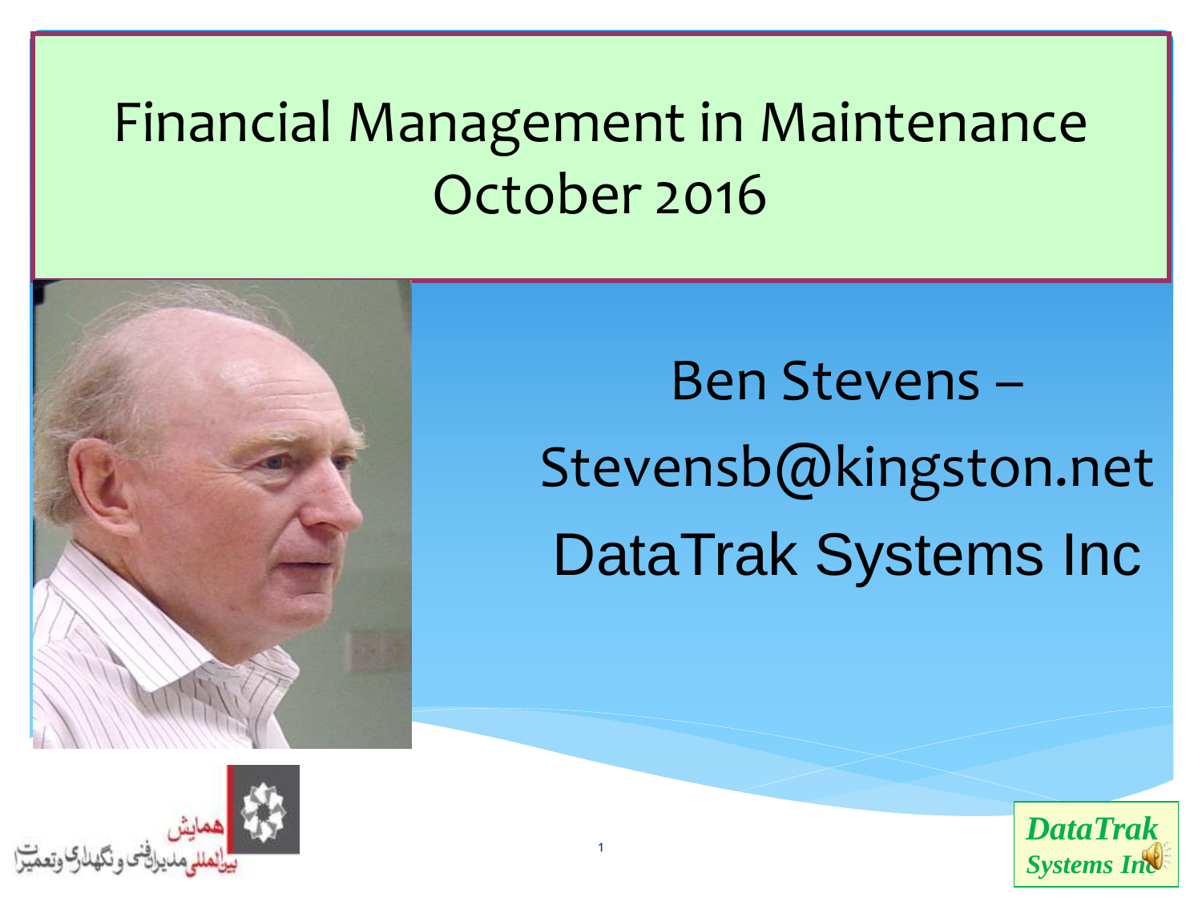# Financial Management in Maintenance
# October 2016

Ben Stevens –

Stevensb@kingston.net

DataTrak Systems Inc

همایش
بین‌المللی مدیران فنی و نگهداری و تعمیرات

*DataTrak Systems Inc*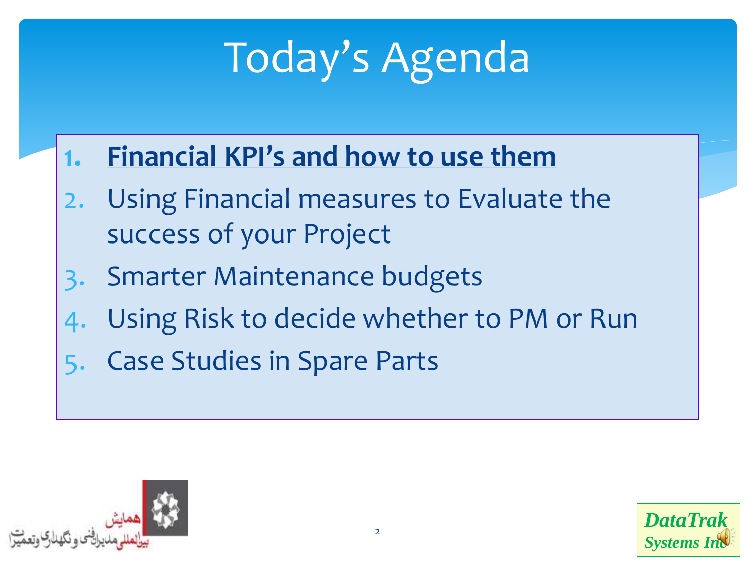# Today’s Agenda

1. **Financial KPI’s and how to use them**
2. Using Financial measures to Evaluate the success of your Project
3. Smarter Maintenance budgets
4. Using Risk to decide whether to PM or Run
5. Case Studies in Spare Parts

همایش
بین‌المللی مدیران فنی و نگهداری و تعمیرات

*DataTrak Systems Inc*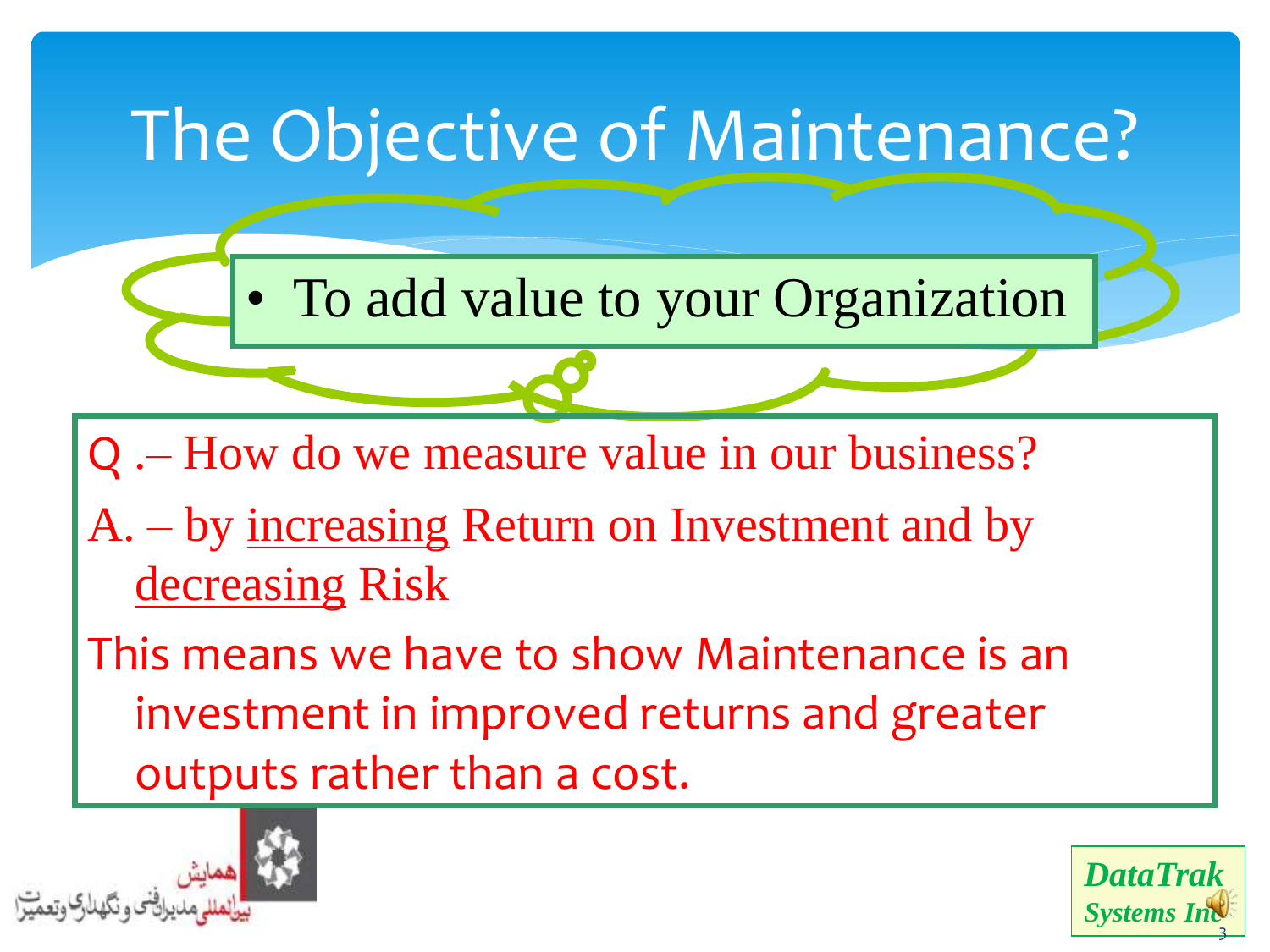# The Objective of Maintenance?

- To add value to your Organization

Q .– How do we measure value in our business?

A. – by increasing Return on Investment and by decreasing Risk

This means we have to show Maintenance is an investment in improved returns and greater outputs rather than a cost.

همایش بین‌المللی مدیران فنی و نگهداری و تعمیرات

*DataTrak Systems Inc*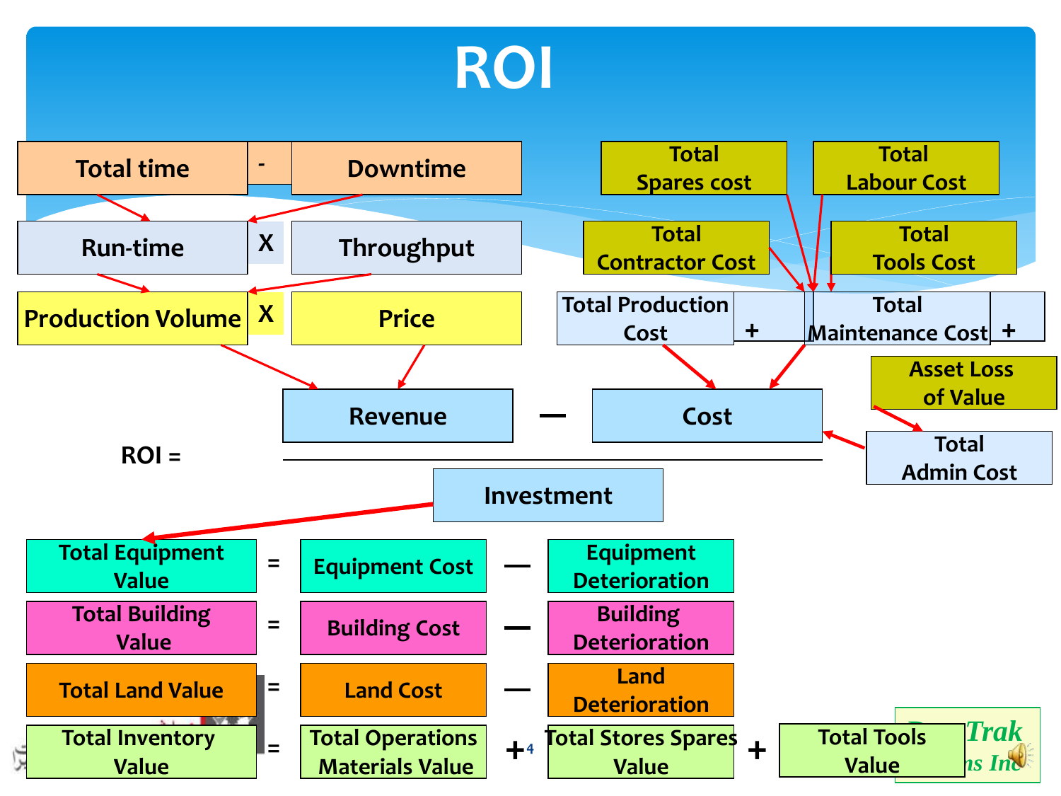# ROI

| Total time | - | Downtime |
|---|---|---|
| Run-time | X | Throughput |
| Production Volume | X | Price |

Total Spares cost, Total Labour Cost, Total Contractor Cost, Total Tools Cost → Total Maintenance Cost

Asset Loss of Value → Total Admin Cost

Total Production Cost + Total Maintenance Cost + Total Admin Cost → Cost

Production Volume X Price → Revenue

$$\text{ROI} = \frac{\text{Revenue} - \text{Cost}}{\text{Investment}}$$

Investment → Total Equipment Value

| | | | | |
|---|---|---|---|---|
| Total Equipment Value | = | Equipment Cost | — | Equipment Deterioration |
| Total Building Value | = | Building Cost | — | Building Deterioration |
| Total Land Value | = | Land Cost | — | Land Deterioration |
| Total Inventory Value | = | Total Operations Materials Value | + | Total Stores Spares Value + Total Tools Value |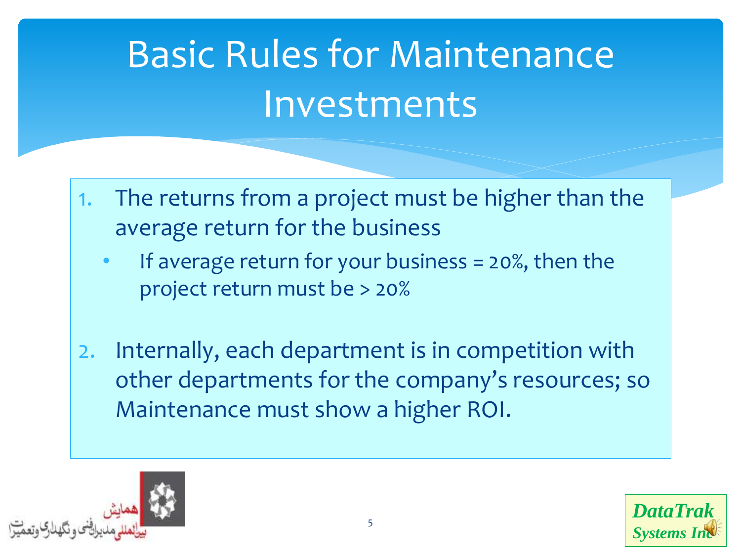# Basic Rules for Maintenance Investments

1. The returns from a project must be higher than the average return for the business
   - If average return for your business = 20%, then the project return must be > 20%

2. Internally, each department is in competition with other departments for the company's resources; so Maintenance must show a higher ROI.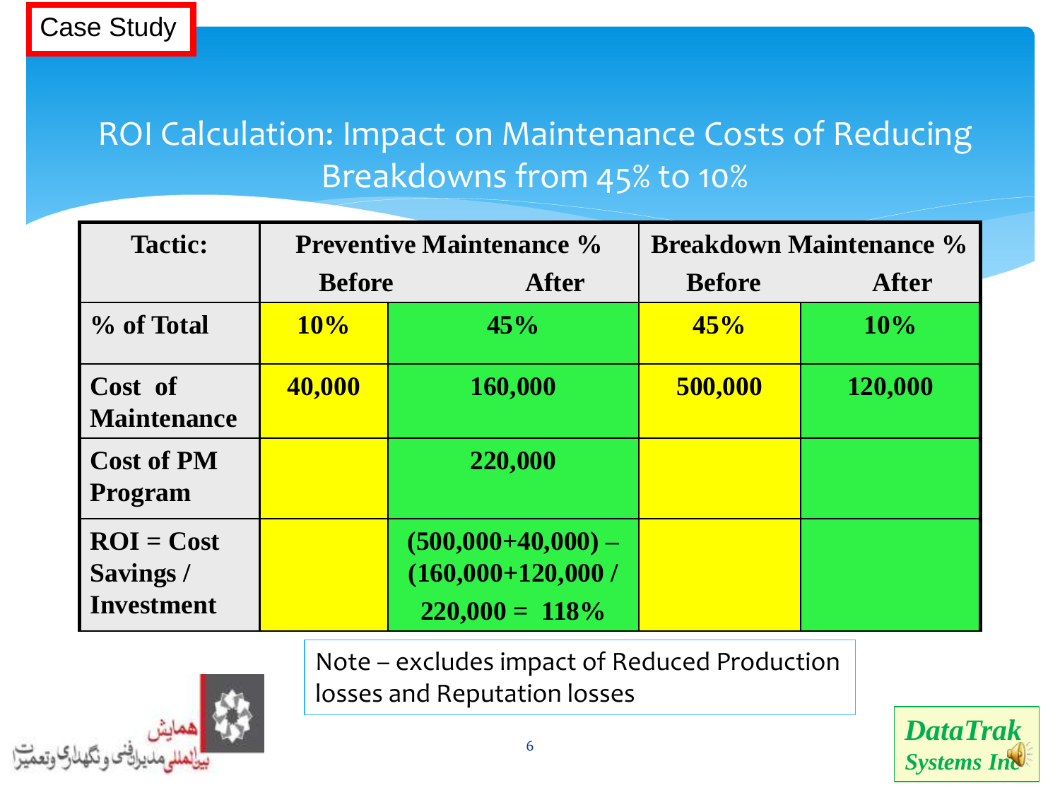Case Study

# ROI Calculation: Impact on Maintenance Costs of Reducing Breakdowns from 45% to 10%

| Tactic: | Preventive Maintenance % | | Breakdown Maintenance % | |
|---|---|---|---|---|
| | Before | After | Before | After |
| % of Total | 10% | 45% | 45% | 10% |
| Cost of Maintenance | 40,000 | 160,000 | 500,000 | 120,000 |
| Cost of PM Program | | 220,000 | | |
| ROI = Cost Savings / Investment | | (500,000+40,000) – (160,000+120,000 / 220,000 = 118% | | |

Note – excludes impact of Reduced Production losses and Reputation losses

همایش بین‌المللی مدیران فنی و نگهداری و تعمیرات

*DataTrak Systems Inc*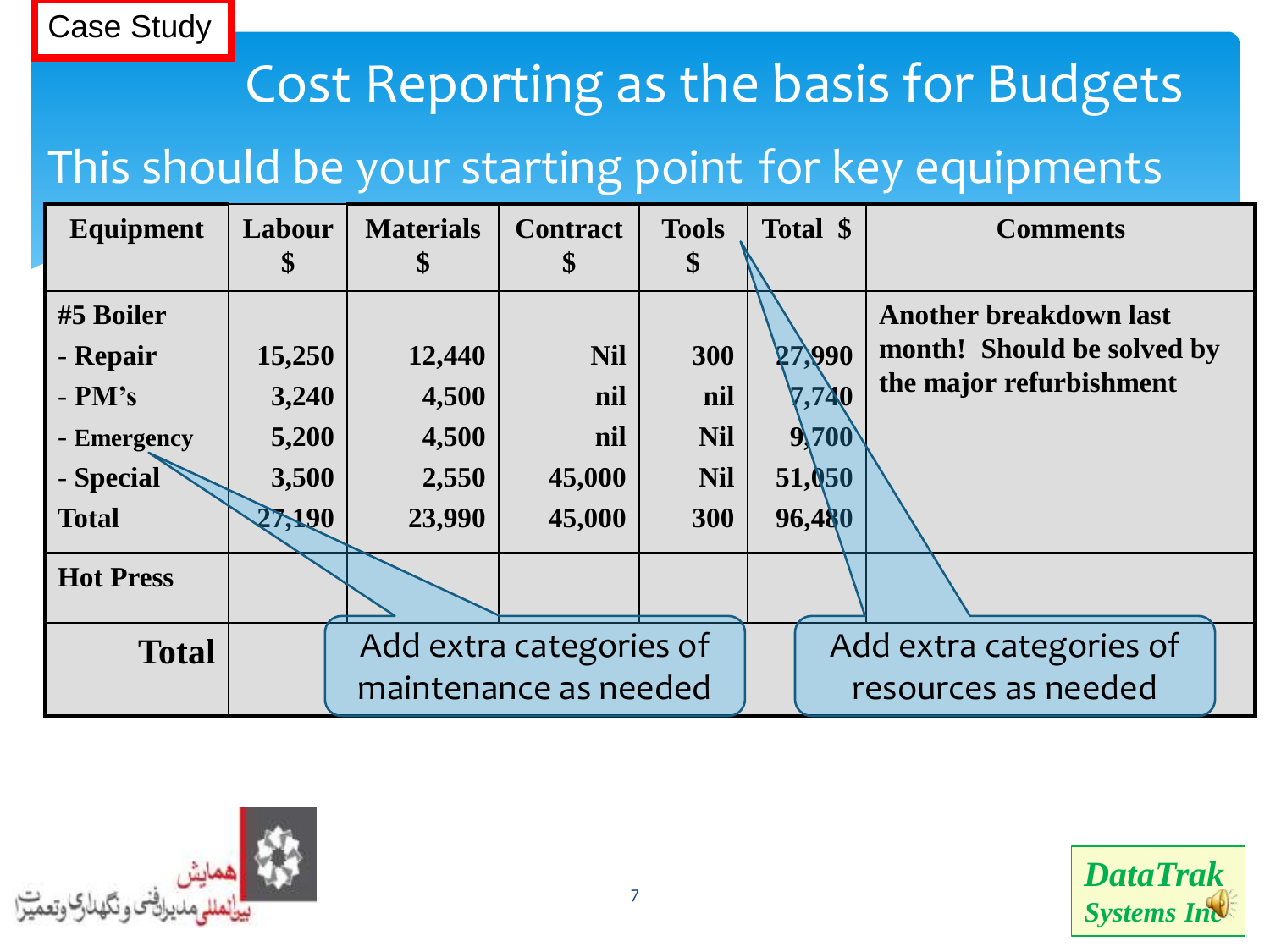Case Study

# Cost Reporting as the basis for Budgets

## This should be your starting point for key equipments

| Equipment | Labour $ | Materials $ | Contract $ | Tools $ | Total $ | Comments |
|---|---|---|---|---|---|---|
| **#5 Boiler** | | | | | | **Another breakdown last month! Should be solved by the major refurbishment** |
| **- Repair** | **15,250** | **12,440** | **Nil** | **300** | **27,990** | |
| **- PM's** | **3,240** | **4,500** | **nil** | **nil** | **7,740** | |
| **- Emergency** | **5,200** | **4,500** | **nil** | **Nil** | **9,700** | |
| **- Special** | **3,500** | **2,550** | **45,000** | **Nil** | **51,050** | |
| **Total** | **27,190** | **23,990** | **45,000** | **300** | **96,480** | |
| **Hot Press** | | | | | | |
| **Total** | | | | | | |

Add extra categories of maintenance as needed

Add extra categories of resources as needed

همایش بین‌المللی مدیران فنی و نگهداری و تعمیرات

*DataTrak Systems Inc*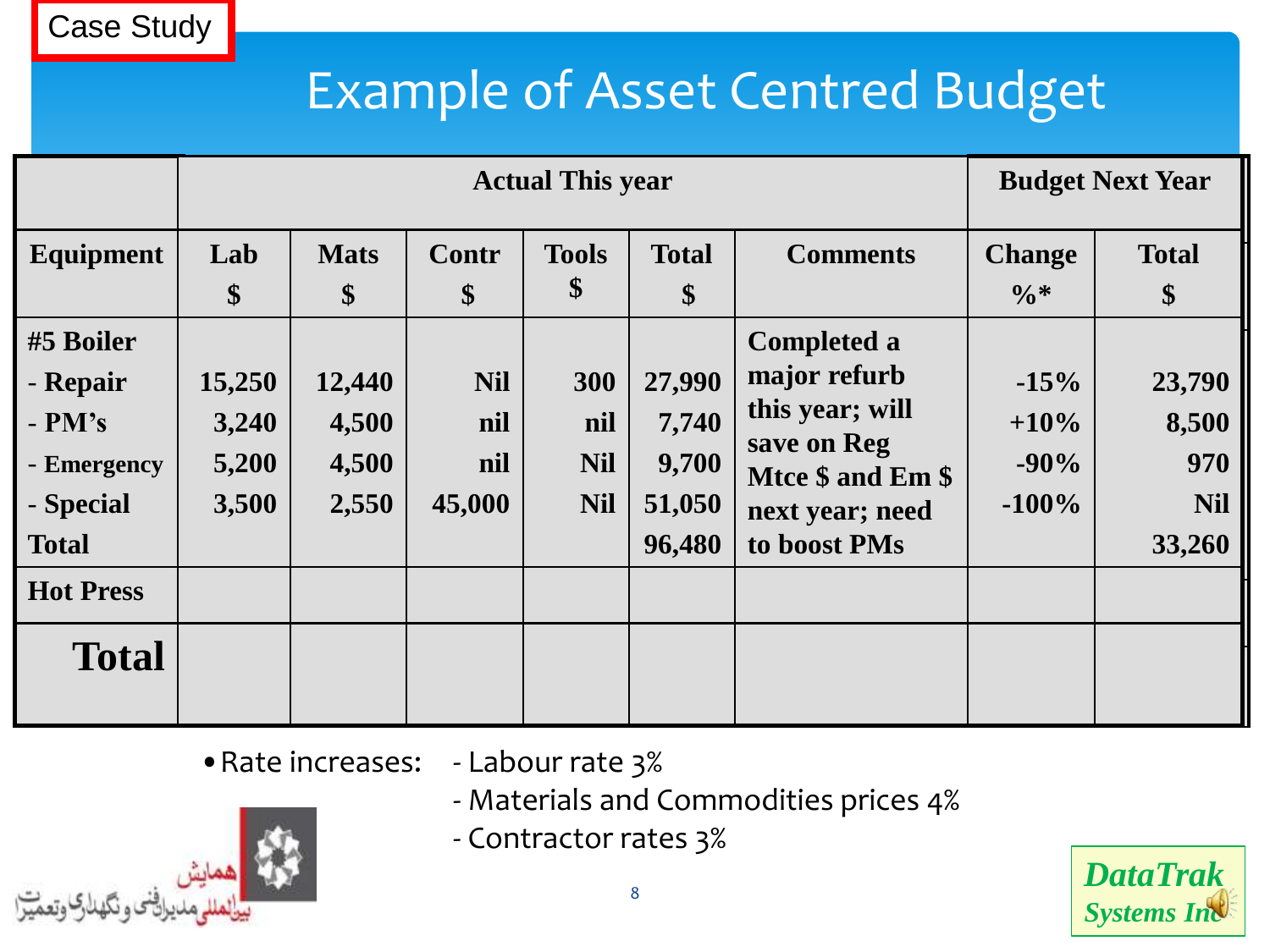Case Study

# Example of Asset Centred Budget

| | Actual This year | | | | | | Budget Next Year | |
|---|---|---|---|---|---|---|---|---|
| **Equipment** | **Lab $** | **Mats $** | **Contr $** | **Tools $** | **Total $** | **Comments** | **Change %*** | **Total $** |
| **#5 Boiler**<br>**- Repair**<br>**- PM's**<br>**- Emergency**<br>**- Special**<br>**Total** | 15,250<br>3,240<br>5,200<br>3,500 | 12,440<br>4,500<br>4,500<br>2,550 | Nil<br>nil<br>nil<br>45,000 | 300<br>nil<br>Nil<br>Nil | 27,990<br>7,740<br>9,700<br>51,050<br>96,480 | Completed a major refurb this year; will save on Reg Mtce $ and Em $ next year; need to boost PMs | -15%<br>+10%<br>-90%<br>-100% | 23,790<br>8,500<br>970<br>Nil<br>33,260 |
| **Hot Press** | | | | | | | | |
| **Total** | | | | | | | | |

- Rate increases:
  - Labour rate 3%
  - Materials and Commodities prices 4%
  - Contractor rates 3%

همایش بین‌المللی مدیران فنی و نگهداری و تعمیرات

DataTrak Systems Inc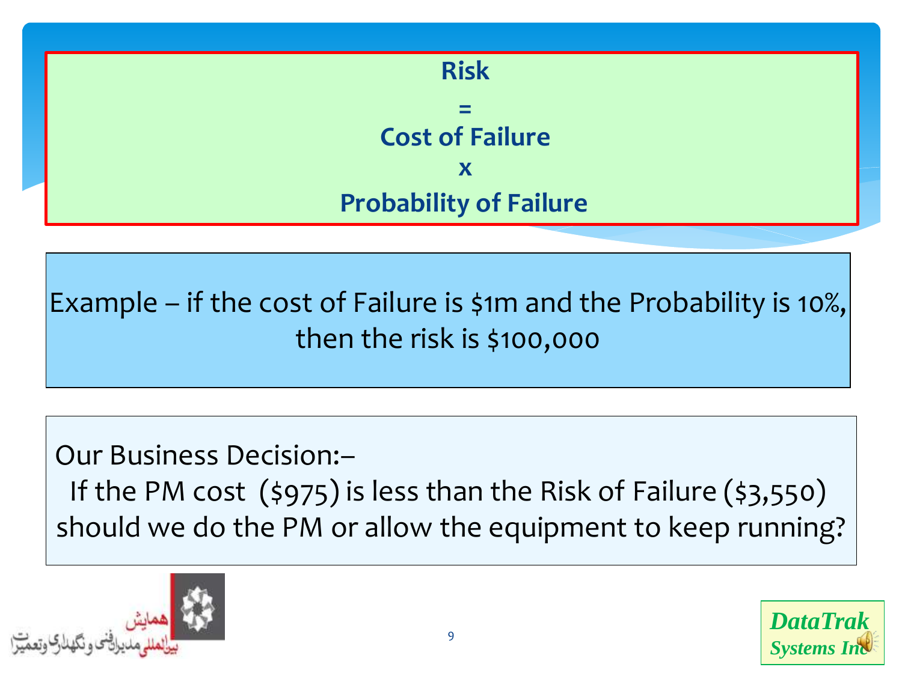**Risk**

**=**

**Cost of Failure**

**x**

**Probability of Failure**

Example – if the cost of Failure is $1m and the Probability is 10%, then the risk is $100,000

Our Business Decision:–

If the PM cost ($975) is less than the Risk of Failure ($3,550) should we do the PM or allow the equipment to keep running?

همایش بین‌المللی مدیران فنی و نگهداری و تعمیرات

*DataTrak Systems Inc*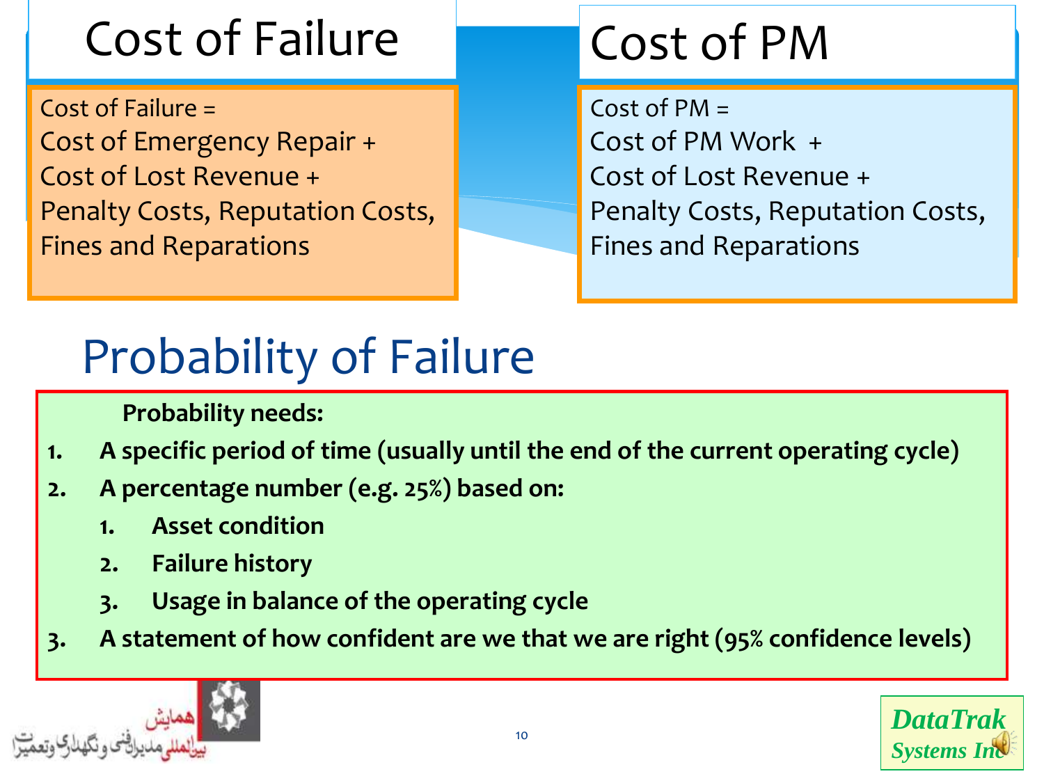# Cost of Failure

Cost of Failure =
Cost of Emergency Repair +
Cost of Lost Revenue +
Penalty Costs, Reputation Costs, Fines and Reparations

# Cost of PM

Cost of PM =
Cost of PM Work +
Cost of Lost Revenue +
Penalty Costs, Reputation Costs, Fines and Reparations

# Probability of Failure

**Probability needs:**

1. **A specific period of time (usually until the end of the current operating cycle)**
2. **A percentage number (e.g. 25%) based on:**
   1. **Asset condition**
   2. **Failure history**
   3. **Usage in balance of the operating cycle**
3. **A statement of how confident are we that we are right (95% confidence levels)**

همایش بین‌المللی مدیران فنی و نگهداری و تعمیرات

*DataTrak Systems Inc*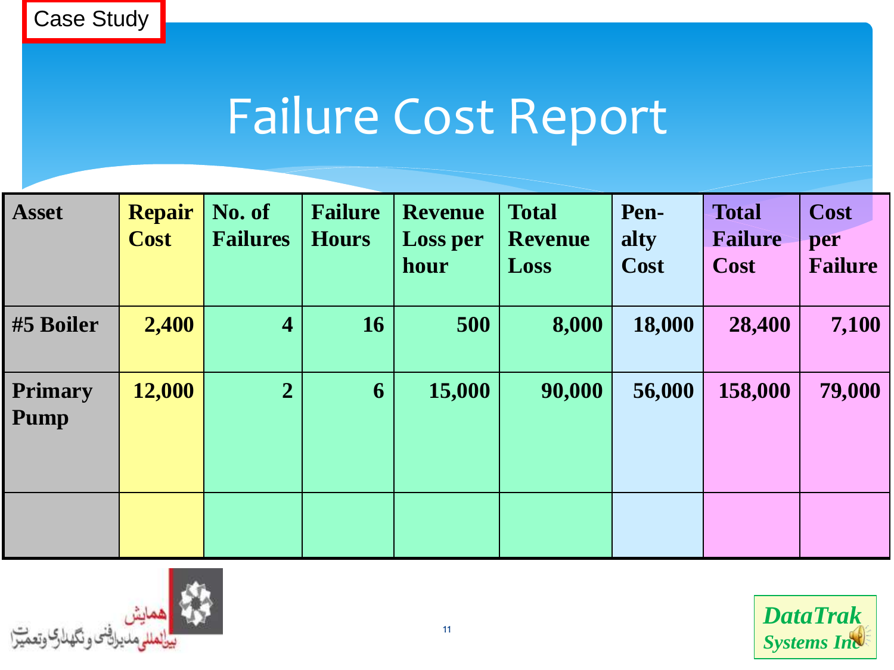Case Study

# Failure Cost Report

| Asset | Repair Cost | No. of Failures | Failure Hours | Revenue Loss per hour | Total Revenue Loss | Pen-alty Cost | Total Failure Cost | Cost per Failure |
|---|---|---|---|---|---|---|---|---|
| #5 Boiler | 2,400 | 4 | 16 | 500 | 8,000 | 18,000 | 28,400 | 7,100 |
| Primary Pump | 12,000 | 2 | 6 | 15,000 | 90,000 | 56,000 | 158,000 | 79,000 |
| | | | | | | | | |

همایش بین‌المللی مدیران فنی و نگهداری و تعمیرات

*DataTrak Systems Inc*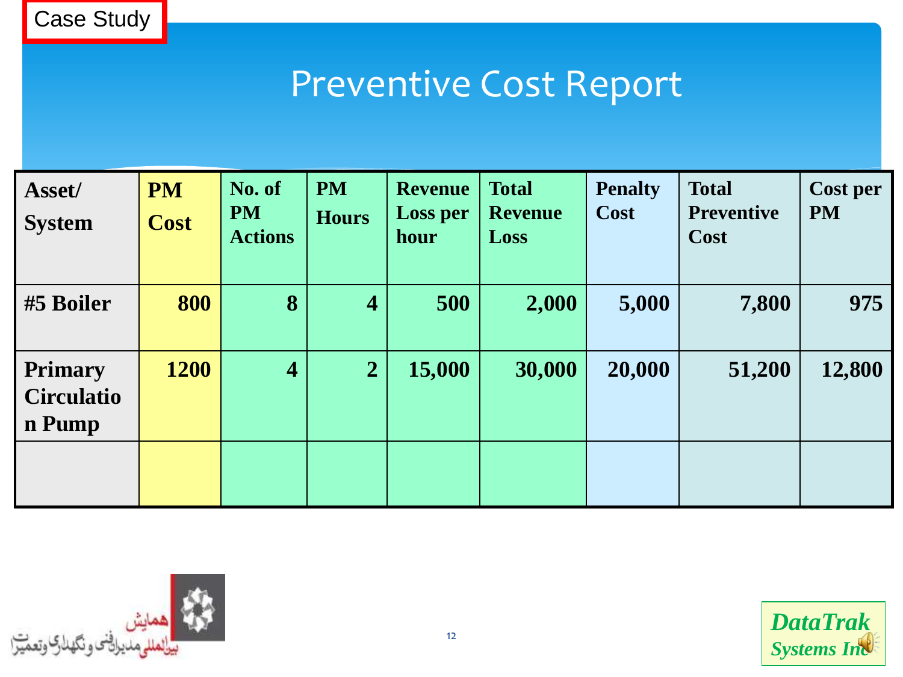Case Study

# Preventive Cost Report

| Asset/ System | PM Cost | No. of PM Actions | PM Hours | Revenue Loss per hour | Total Revenue Loss | Penalty Cost | Total Preventive Cost | Cost per PM |
|---|---|---|---|---|---|---|---|---|
| #5 Boiler | 800 | 8 | 4 | 500 | 2,000 | 5,000 | 7,800 | 975 |
| Primary Circulation Pump | 1200 | 4 | 2 | 15,000 | 30,000 | 20,000 | 51,200 | 12,800 |
| | | | | | | | | |

همایش بین‌المللی مدیران فنی و نگهداری و تعمیرات

*DataTrak Systems Inc*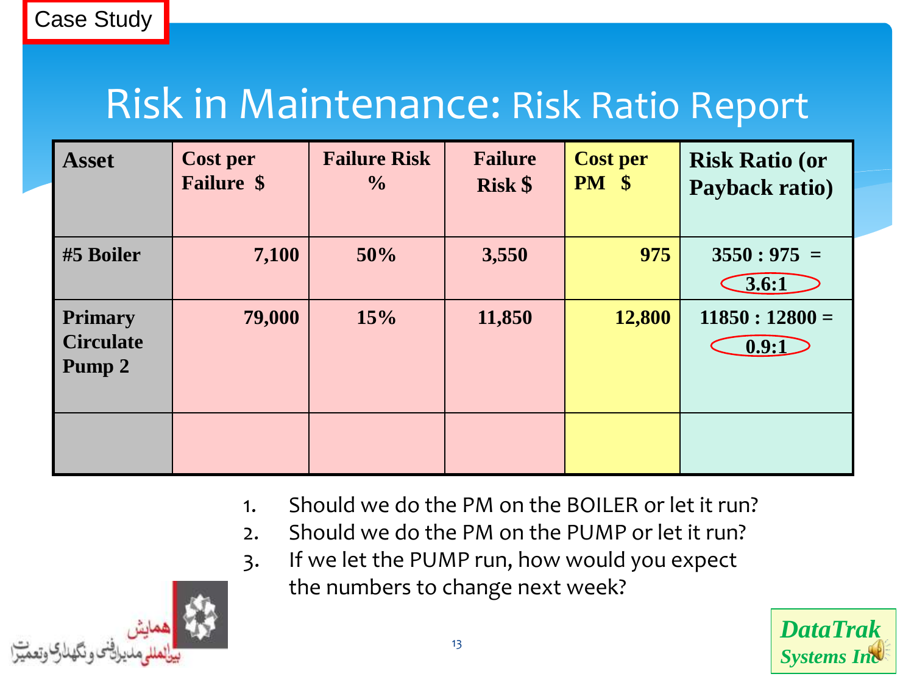Case Study

# Risk in Maintenance: Risk Ratio Report

| Asset | Cost per Failure $ | Failure Risk % | Failure Risk $ | Cost per PM $ | Risk Ratio (or Payback ratio) |
|---|---|---|---|---|---|
| #5 Boiler | 7,100 | 50% | 3,550 | 975 | 3550 : 975 = 3.6:1 |
| Primary Circulate Pump 2 | 79,000 | 15% | 11,850 | 12,800 | 11850 : 12800 = 0.9:1 |
| | | | | | |

1. Should we do the PM on the BOILER or let it run?
2. Should we do the PM on the PUMP or let it run?
3. If we let the PUMP run, how would you expect the numbers to change next week?

همایش بین‌المللی مدیران فنی و نگهداری و تعمیرات

*DataTrak Systems Inc*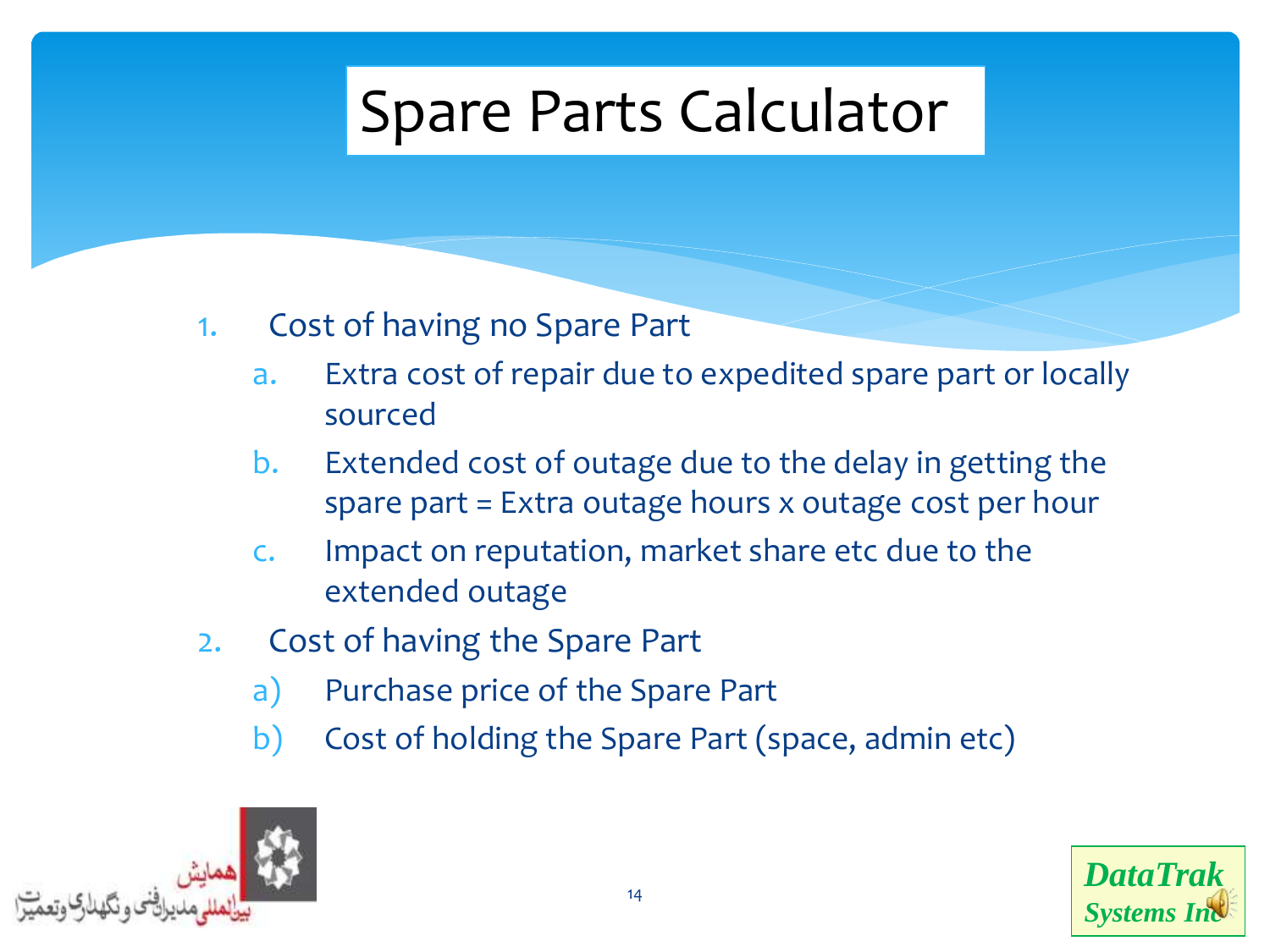# Spare Parts Calculator

1. Cost of having no Spare Part
   a. Extra cost of repair due to expedited spare part or locally sourced
   b. Extended cost of outage due to the delay in getting the spare part = Extra outage hours x outage cost per hour
   c. Impact on reputation, market share etc due to the extended outage
2. Cost of having the Spare Part
   a) Purchase price of the Spare Part
   b) Cost of holding the Spare Part (space, admin etc)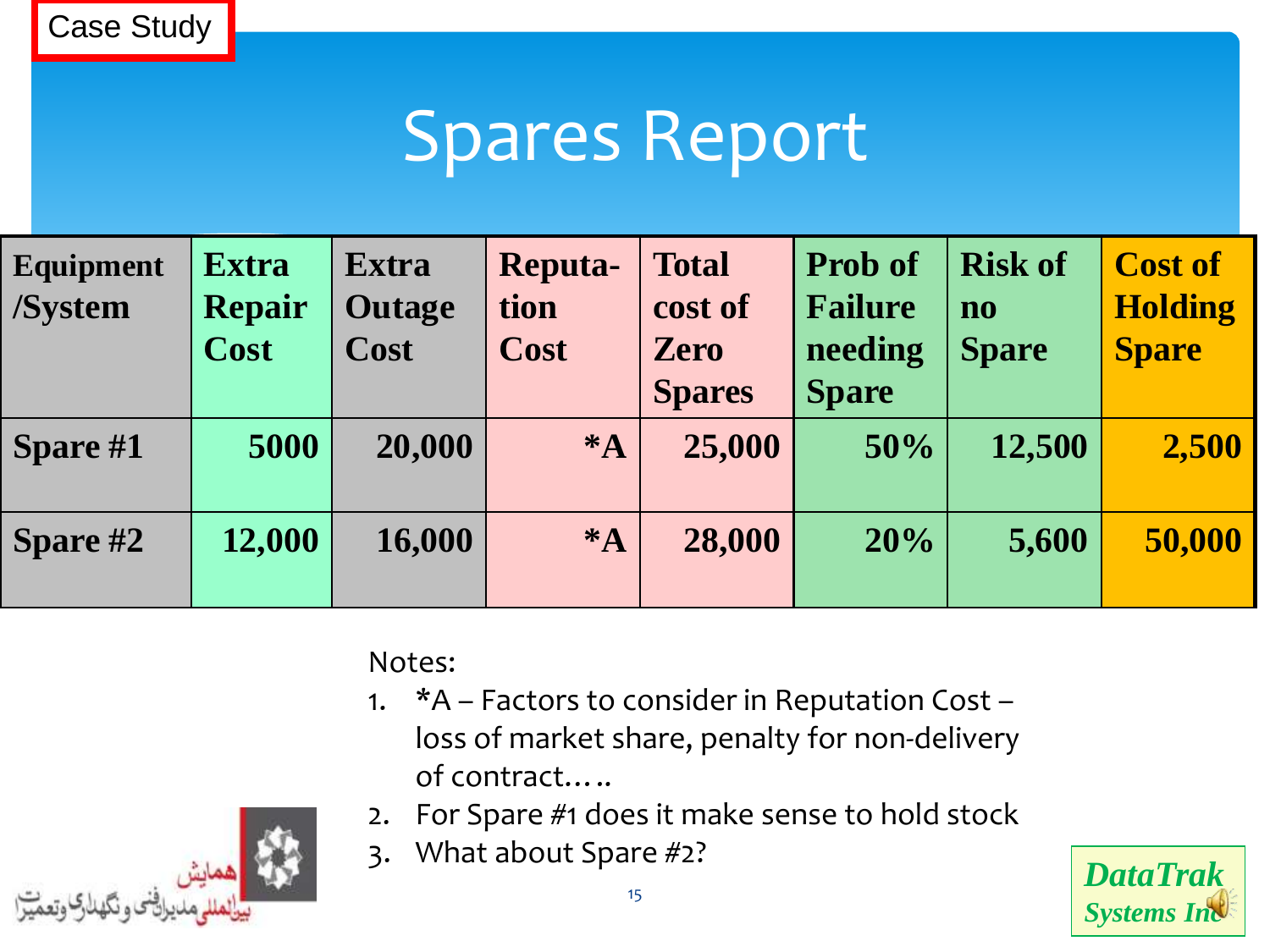Case Study

# Spares Report

| Equipment /System | Extra Repair Cost | Extra Outage Cost | Reputa-tion Cost | Total cost of Zero Spares | Prob of Failure needing Spare | Risk of no Spare | Cost of Holding Spare |
|---|---|---|---|---|---|---|---|
| Spare #1 | 5000 | 20,000 | *A | 25,000 | 50% | 12,500 | 2,500 |
| Spare #2 | 12,000 | 16,000 | *A | 28,000 | 20% | 5,600 | 50,000 |

Notes:

1. *A – Factors to consider in Reputation Cost – loss of market share, penalty for non-delivery of contract…..
2. For Spare #1 does it make sense to hold stock
3. What about Spare #2?

همایش بین‌المللی مدیران فنی و نگهداری و تعمیرات

DataTrak Systems Inc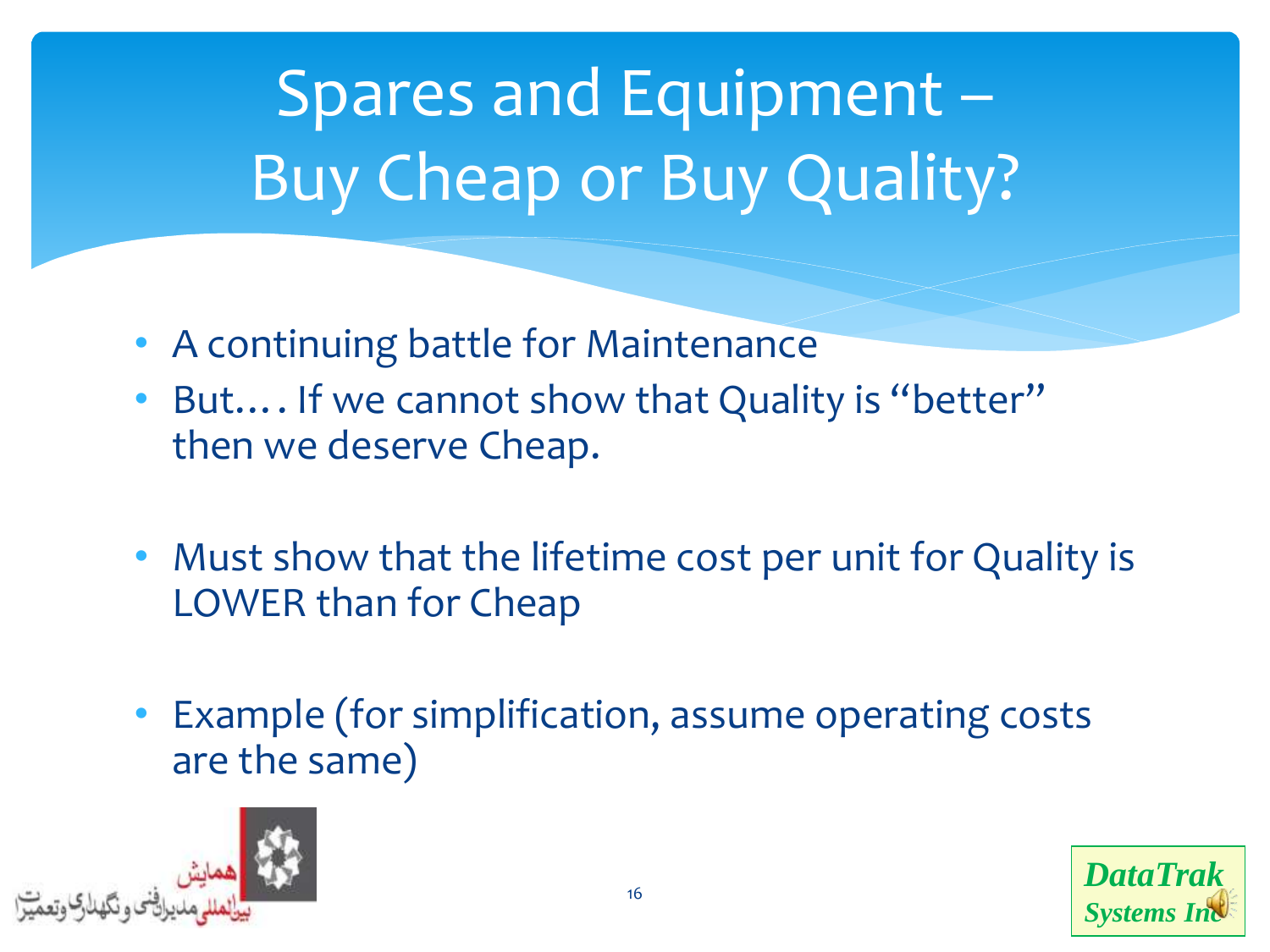# Spares and Equipment – Buy Cheap or Buy Quality?

- A continuing battle for Maintenance
- But…. If we cannot show that Quality is "better" then we deserve Cheap.
- Must show that the lifetime cost per unit for Quality is LOWER than for Cheap
- Example (for simplification, assume operating costs are the same)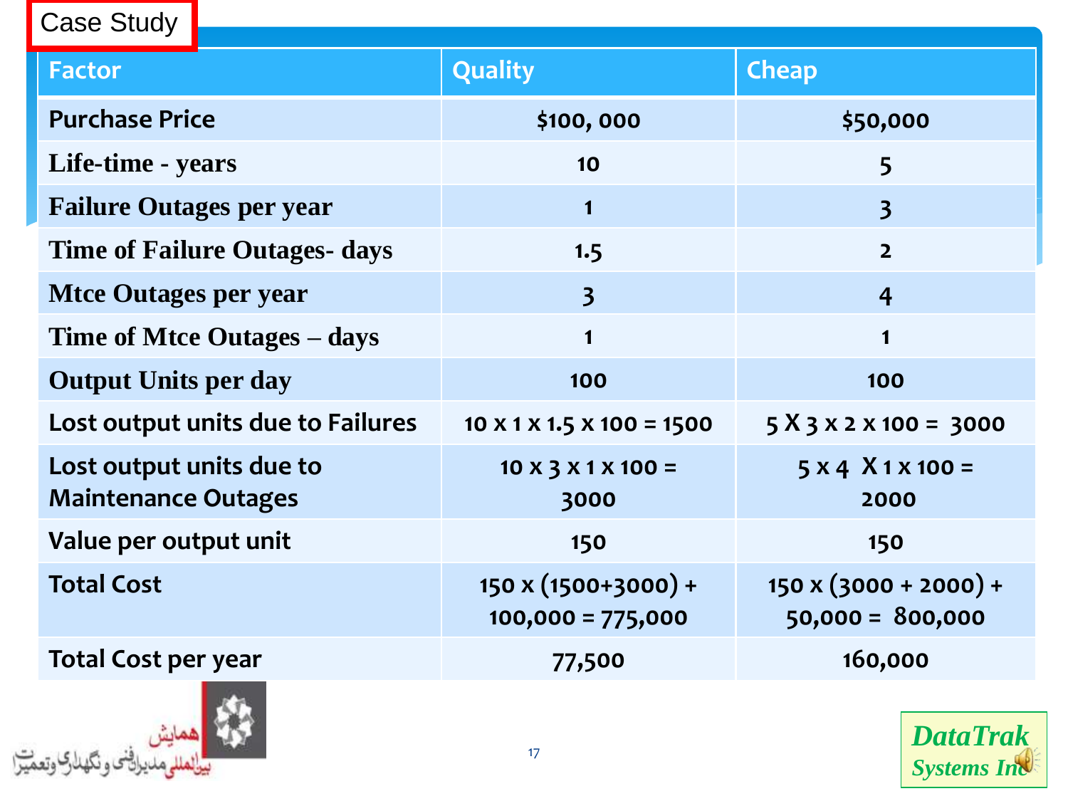## Case Study

| Factor | Quality | Cheap |
|---|---|---|
| Purchase Price | $100, 000 | $50,000 |
| Life-time - years | 10 | 5 |
| Failure Outages per year | 1 | 3 |
| Time of Failure Outages- days | 1.5 | 2 |
| Mtce Outages per year | 3 | 4 |
| Time of Mtce Outages – days | 1 | 1 |
| Output Units per day | 100 | 100 |
| Lost output units due to Failures | 10 x 1 x 1.5 x 100 = 1500 | 5 X 3 x 2 x 100 = 3000 |
| Lost output units due to Maintenance Outages | 10 x 3 x 1 x 100 = 3000 | 5 x 4 X 1 x 100 = 2000 |
| Value per output unit | 150 | 150 |
| Total Cost | 150 x (1500+3000) + 100,000 = 775,000 | 150 x (3000 + 2000) + 50,000 = 800,000 |
| Total Cost per year | 77,500 | 160,000 |

همایش بین‌المللی مدیران فنی و نگهداری و تعمیرات

DataTrak Systems Inc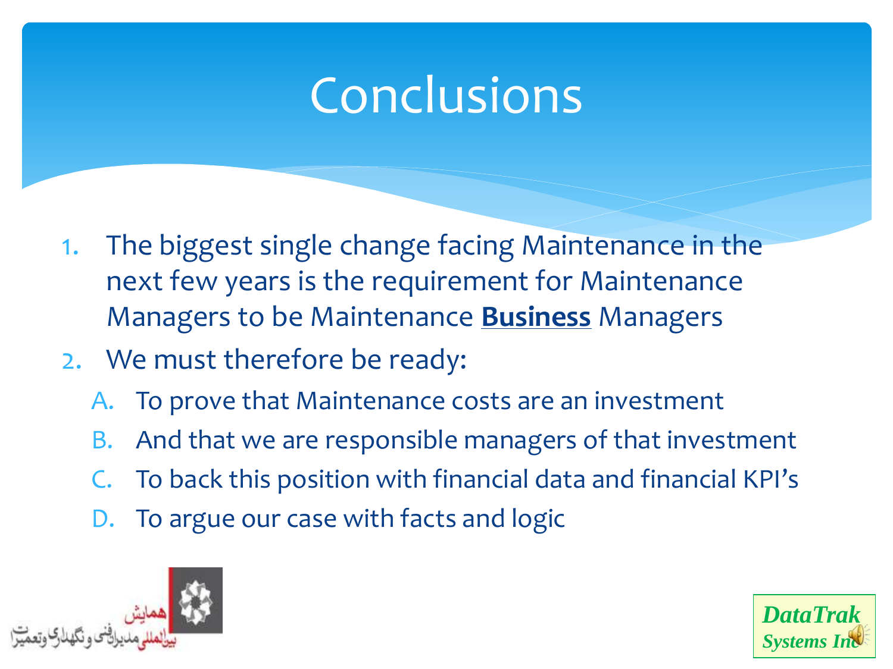# Conclusions

1. The biggest single change facing Maintenance in the next few years is the requirement for Maintenance Managers to be Maintenance **Business** Managers
2. We must therefore be ready:
   - A. To prove that Maintenance costs are an investment
   - B. And that we are responsible managers of that investment
   - C. To back this position with financial data and financial KPI's
   - D. To argue our case with facts and logic

همایش بین‌المللی مدیران فنی و نگهداری و تعمیرات

*DataTrak Systems Inc*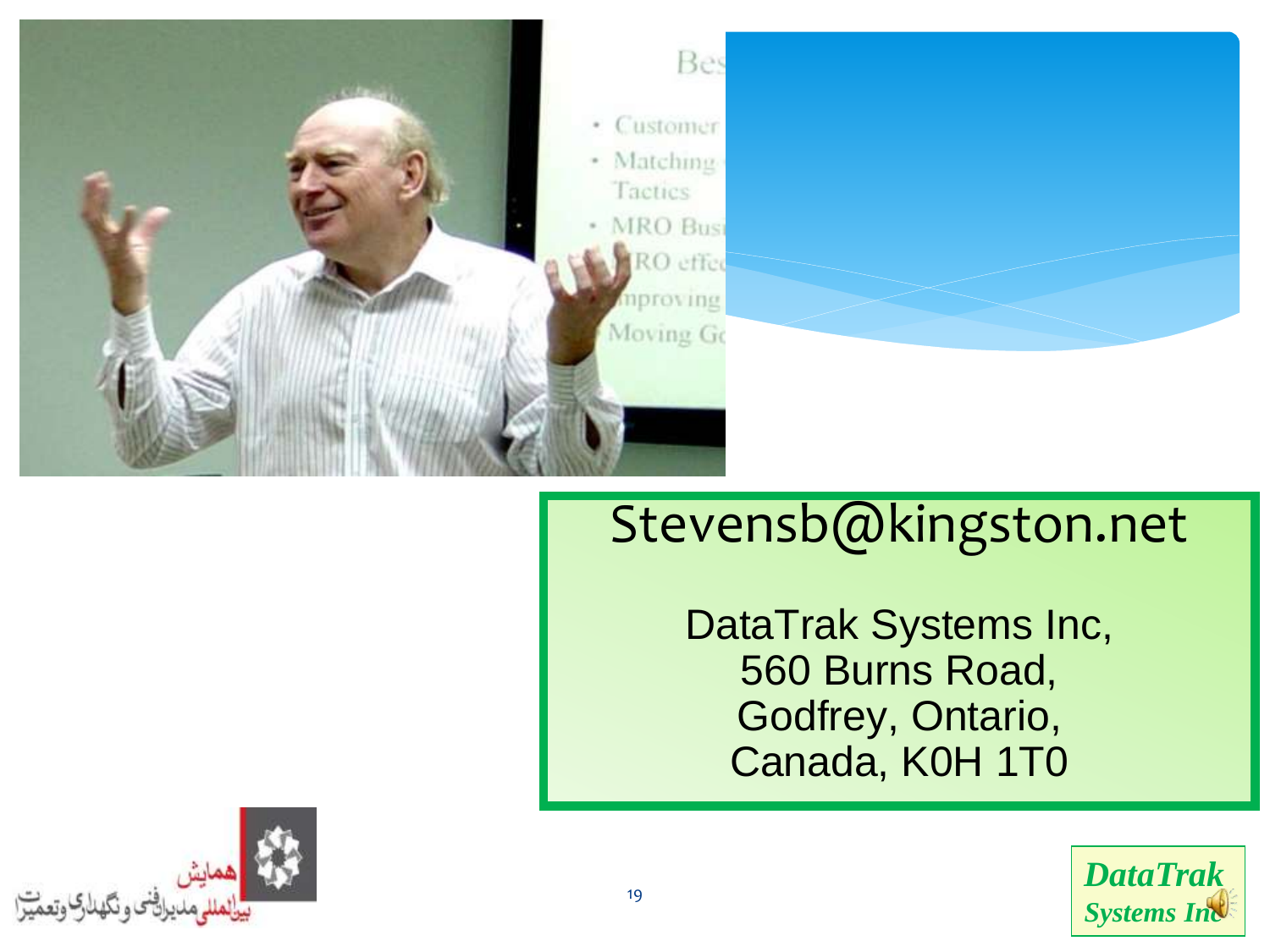Stevensb@kingston.net

DataTrak Systems Inc,
560 Burns Road,
Godfrey, Ontario,
Canada, K0H 1T0